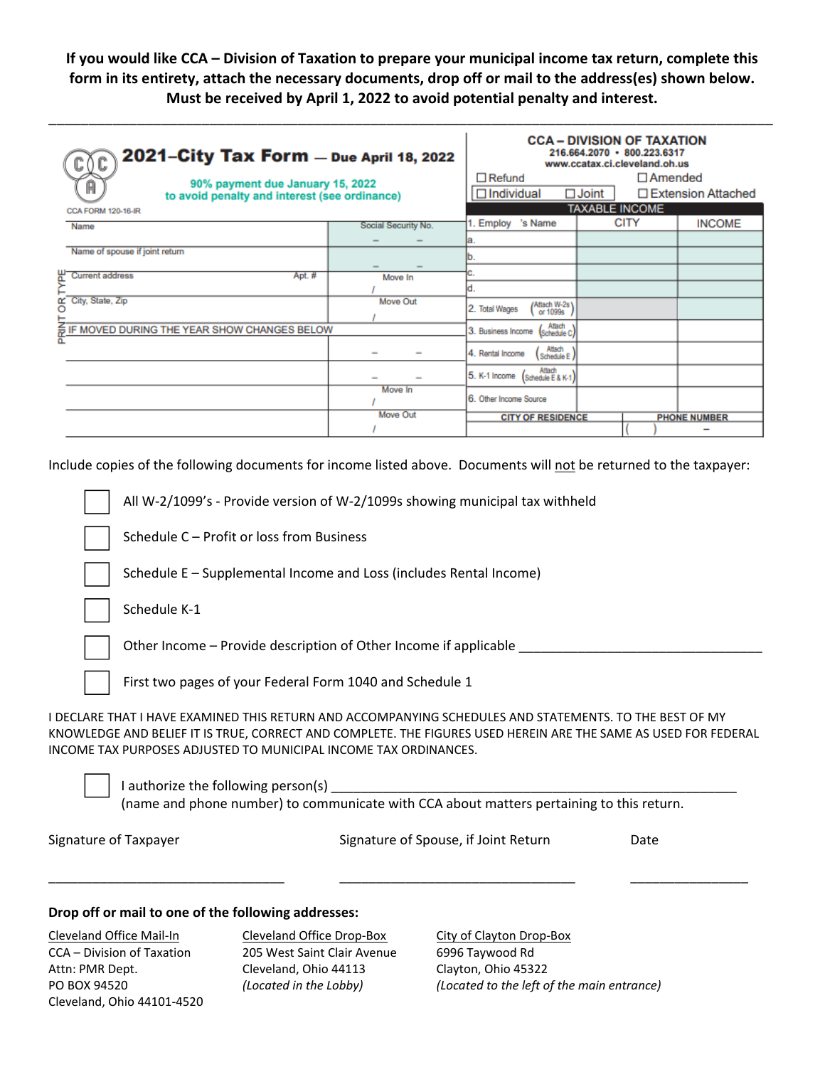**If you would like CCA – Division of Taxation to prepare your municipal income tax return, complete this form in its entirety, attach the necessary documents, drop off or mail to the address(es) shown below. Must be received by April 1, 2022 to avoid potential penalty and interest.**

---

# 2021–City Tax Form — Due April 18, 2022

90% payment due January 15, 2022
to avoid penalty and interest (see ordinance)

CCA FORM 120-16-IR

**CCA – DIVISION OF TAXATION**
216.664.2070 • 800.223.6317
www.ccatax.ci.cleveland.oh.us

☐ Refund ☐ Amended
☐ Individual ☐ Joint ☐ Extension Attached

PRINT OR TYPE

| Name | Social Security No. |
|---|---|
| | – – |
| Name of spouse if joint return | – – |
| Current address Apt. # | Move In / |
| City, State, Zip | Move Out / |
| IF MOVED DURING THE YEAR SHOW CHANGES BELOW | |
| | – – |
| | – – |
| | Move In / |
| | Move Out / |

**TAXABLE INCOME**

| 1. Employ 's Name | CITY | INCOME |
|---|---|---|
| a. | | |
| b. | | |
| c. | | |
| d. | | |
| 2. Total Wages (Attach W-2s or 1099s) | | |
| 3. Business Income (Attach Schedule C) | | |
| 4. Rental Income (Attach Schedule E) | | |
| 5. K-1 Income (Attach Schedule E & K-1) | | |
| 6. Other Income Source | | |

| CITY OF RESIDENCE | PHONE NUMBER |
|---|---|
| | ( ) – |

Include copies of the following documents for income listed above. Documents will not be returned to the taxpayer:

☐ All W-2/1099's - Provide version of W-2/1099s showing municipal tax withheld

☐ Schedule C – Profit or loss from Business

☐ Schedule E – Supplemental Income and Loss (includes Rental Income)

☐ Schedule K-1

☐ Other Income – Provide description of Other Income if applicable ______________________________

☐ First two pages of your Federal Form 1040 and Schedule 1

I DECLARE THAT I HAVE EXAMINED THIS RETURN AND ACCOMPANYING SCHEDULES AND STATEMENTS. TO THE BEST OF MY KNOWLEDGE AND BELIEF IT IS TRUE, CORRECT AND COMPLETE. THE FIGURES USED HEREIN ARE THE SAME AS USED FOR FEDERAL INCOME TAX PURPOSES ADJUSTED TO MUNICIPAL INCOME TAX ORDINANCES.

☐ I authorize the following person(s) ______________________________________________________
(name and phone number) to communicate with CCA about matters pertaining to this return.

Signature of Taxpayer ______________________________ Signature of Spouse, if Joint Return ______________________________ Date ________________

**Drop off or mail to one of the following addresses:**

Cleveland Office Mail-In
CCA – Division of Taxation
Attn: PMR Dept.
PO BOX 94520
Cleveland, Ohio 44101-4520

Cleveland Office Drop-Box
205 West Saint Clair Avenue
Cleveland, Ohio 44113
*(Located in the Lobby)*

City of Clayton Drop-Box
6996 Taywood Rd
Clayton, Ohio 45322
*(Located to the left of the main entrance)*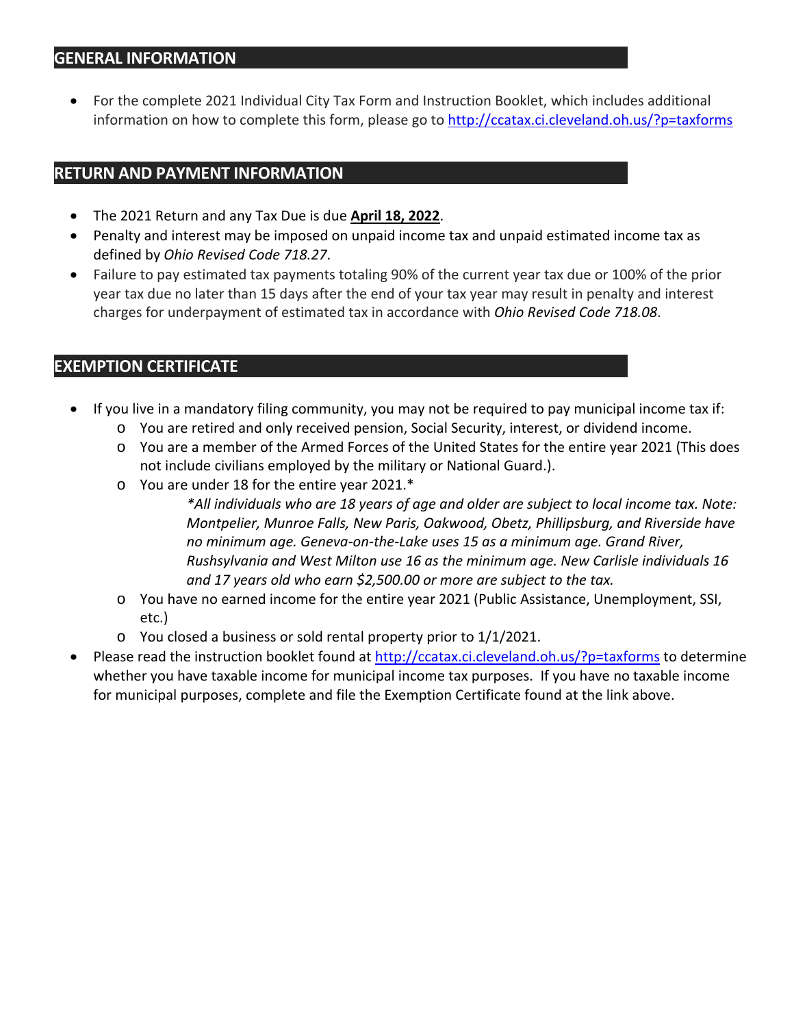## GENERAL INFORMATION

- For the complete 2021 Individual City Tax Form and Instruction Booklet, which includes additional information on how to complete this form, please go to http://ccatax.ci.cleveland.oh.us/?p=taxforms

## RETURN AND PAYMENT INFORMATION

- The 2021 Return and any Tax Due is due **April 18, 2022**.
- Penalty and interest may be imposed on unpaid income tax and unpaid estimated income tax as defined by *Ohio Revised Code 718.27*.
- Failure to pay estimated tax payments totaling 90% of the current year tax due or 100% of the prior year tax due no later than 15 days after the end of your tax year may result in penalty and interest charges for underpayment of estimated tax in accordance with *Ohio Revised Code 718.08*.

## EXEMPTION CERTIFICATE

- If you live in a mandatory filing community, you may not be required to pay municipal income tax if:
  - You are retired and only received pension, Social Security, interest, or dividend income.
  - You are a member of the Armed Forces of the United States for the entire year 2021 (This does not include civilians employed by the military or National Guard.).
  - You are under 18 for the entire year 2021.*

    **All individuals who are 18 years of age and older are subject to local income tax. Note: Montpelier, Munroe Falls, New Paris, Oakwood, Obetz, Phillipsburg, and Riverside have no minimum age. Geneva-on-the-Lake uses 15 as a minimum age. Grand River, Rushsylvania and West Milton use 16 as the minimum age. New Carlisle individuals 16 and 17 years old who earn $2,500.00 or more are subject to the tax.*
  - You have no earned income for the entire year 2021 (Public Assistance, Unemployment, SSI, etc.)
  - You closed a business or sold rental property prior to 1/1/2021.
- Please read the instruction booklet found at http://ccatax.ci.cleveland.oh.us/?p=taxforms to determine whether you have taxable income for municipal income tax purposes. If you have no taxable income for municipal purposes, complete and file the Exemption Certificate found at the link above.